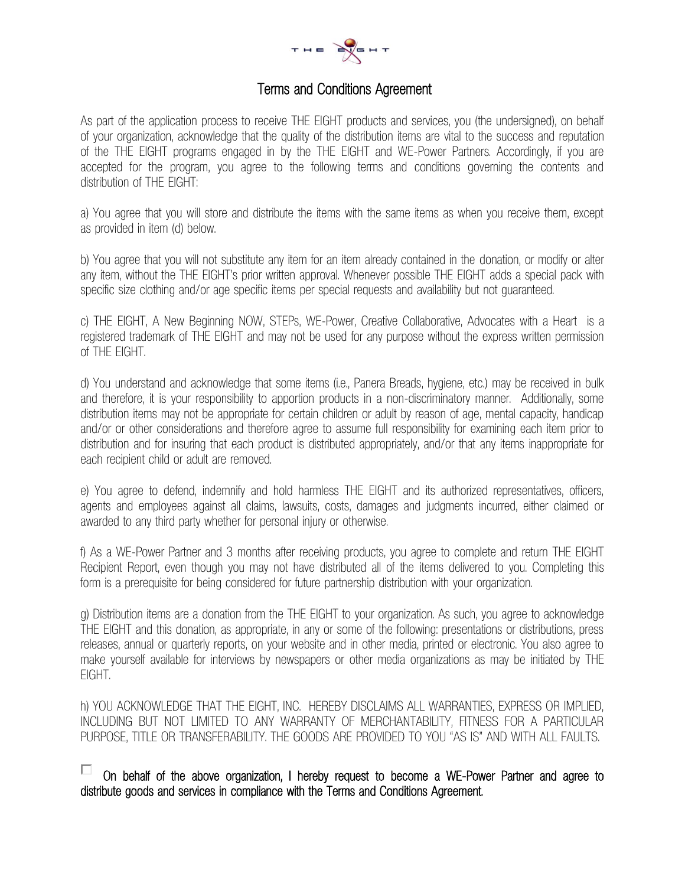# Terms and Conditions Agreement

As part of the application process to receive THE EIGHT products and services, you (the undersigned), on behalf of your organization, acknowledge that the quality of the distribution items are vital to the success and reputation of the THE EIGHT programs engaged in by the THE EIGHT and WE-Power Partners. Accordingly, if you are accepted for the program, you agree to the following terms and conditions governing the contents and distribution of THE EIGHT:

a) You agree that you will store and distribute the items with the same items as when you receive them, except as provided in item (d) below.

b) You agree that you will not substitute any item for an item already contained in the donation, or modify or alter any item, without the THE EIGHT's prior written approval. Whenever possible THE EIGHT adds a special pack with specific size clothing and/or age specific items per special requests and availability but not guaranteed.

c) THE EIGHT, A New Beginning NOW, STEPs, WE-Power, Creative Collaborative, Advocates with a Heart is a registered trademark of THE EIGHT and may not be used for any purpose without the express written permission of THE EIGHT.

d) You understand and acknowledge that some items (i.e., Panera Breads, hygiene, etc.) may be received in bulk and therefore, it is your responsibility to apportion products in a non-discriminatory manner. Additionally, some distribution items may not be appropriate for certain children or adult by reason of age, mental capacity, handicap and/or or other considerations and therefore agree to assume full responsibility for examining each item prior to distribution and for insuring that each product is distributed appropriately, and/or that any items inappropriate for each recipient child or adult are removed.

e) You agree to defend, indemnify and hold harmless THE EIGHT and its authorized representatives, officers, agents and employees against all claims, lawsuits, costs, damages and judgments incurred, either claimed or awarded to any third party whether for personal injury or otherwise.

f) As a WE-Power Partner and 3 months after receiving products, you agree to complete and return THE EIGHT Recipient Report, even though you may not have distributed all of the items delivered to you. Completing this form is a prerequisite for being considered for future partnership distribution with your organization.

g) Distribution items are a donation from the THE EIGHT to your organization. As such, you agree to acknowledge THE EIGHT and this donation, as appropriate, in any or some of the following: presentations or distributions, press releases, annual or quarterly reports, on your website and in other media, printed or electronic. You also agree to make yourself available for interviews by newspapers or other media organizations as may be initiated by THE EIGHT.

h) YOU ACKNOWLEDGE THAT THE EIGHT, INC. HEREBY DISCLAIMS ALL WARRANTIES, EXPRESS OR IMPLIED, INCLUDING BUT NOT LIMITED TO ANY WARRANTY OF MERCHANTABILITY, FITNESS FOR A PARTICULAR PURPOSE, TITLE OR TRANSFERABILITY. THE GOODS ARE PROVIDED TO YOU "AS IS" AND WITH ALL FAULTS.

☐ On behalf of the above organization, I hereby request to become a WE-Power Partner and agree to distribute goods and services in compliance with the Terms and Conditions Agreement.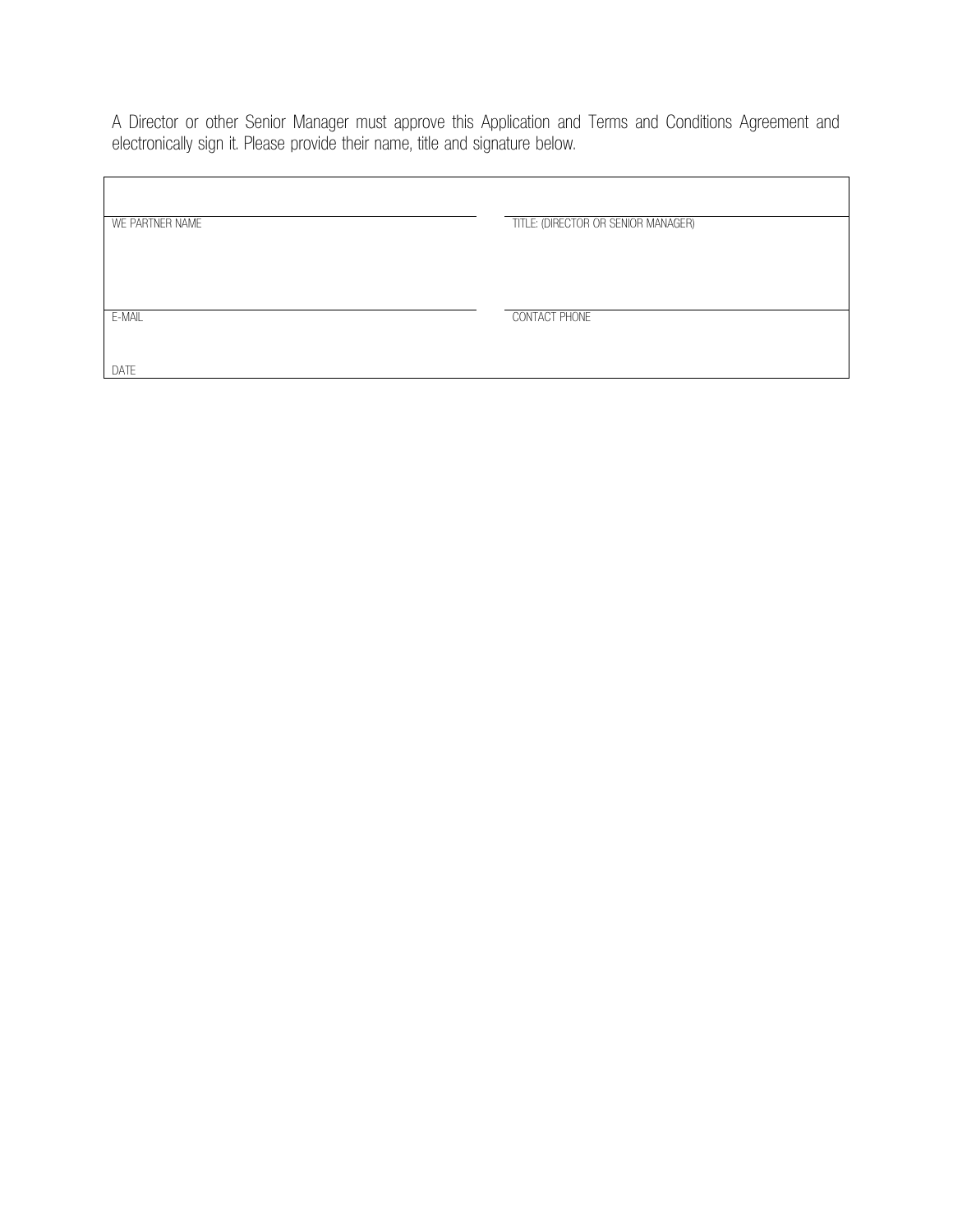A Director or other Senior Manager must approve this Application and Terms and Conditions Agreement and electronically sign it. Please provide their name, title and signature below.

| | |
|---|---|
| WE PARTNER NAME | TITLE: (DIRECTOR OR SENIOR MANAGER) |
| E-MAIL | CONTACT PHONE |
| DATE | |